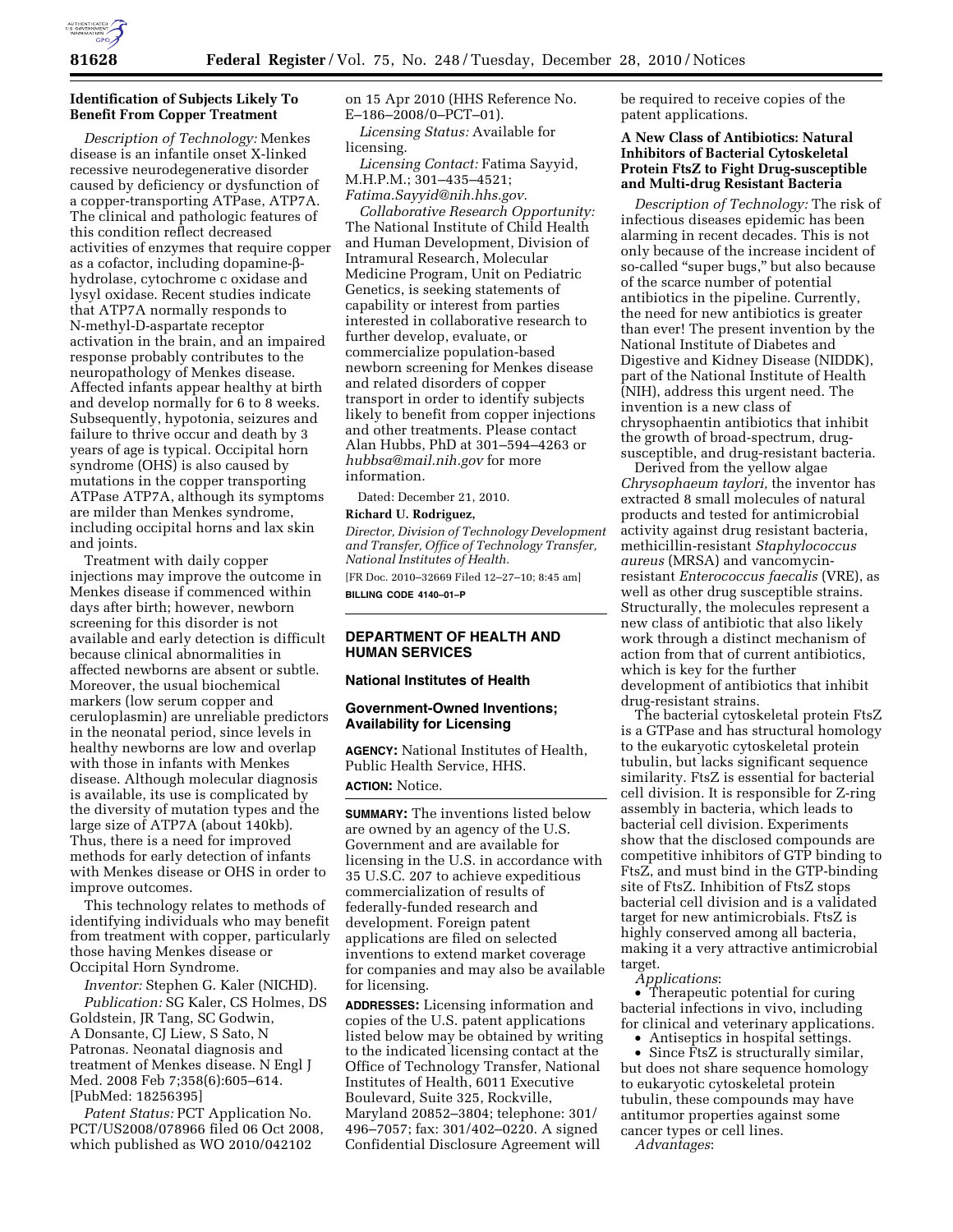## Identification of Subjects Likely To Benefit From Copper Treatment

*Description of Technology:* Menkes disease is an infantile onset X-linked recessive neurodegenerative disorder caused by deficiency or dysfunction of a copper-transporting ATPase, ATP7A. The clinical and pathologic features of this condition reflect decreased activities of enzymes that require copper as a cofactor, including dopamine-β-hydrolase, cytochrome c oxidase and lysyl oxidase. Recent studies indicate that ATP7A normally responds to N-methyl-D-aspartate receptor activation in the brain, and an impaired response probably contributes to the neuropathology of Menkes disease. Affected infants appear healthy at birth and develop normally for 6 to 8 weeks. Subsequently, hypotonia, seizures and failure to thrive occur and death by 3 years of age is typical. Occipital horn syndrome (OHS) is also caused by mutations in the copper transporting ATPase ATP7A, although its symptoms are milder than Menkes syndrome, including occipital horns and lax skin and joints.

Treatment with daily copper injections may improve the outcome in Menkes disease if commenced within days after birth; however, newborn screening for this disorder is not available and early detection is difficult because clinical abnormalities in affected newborns are absent or subtle. Moreover, the usual biochemical markers (low serum copper and ceruloplasmin) are unreliable predictors in the neonatal period, since levels in healthy newborns are low and overlap with those in infants with Menkes disease. Although molecular diagnosis is available, its use is complicated by the diversity of mutation types and the large size of ATP7A (about 140kb). Thus, there is a need for improved methods for early detection of infants with Menkes disease or OHS in order to improve outcomes.

This technology relates to methods of identifying individuals who may benefit from treatment with copper, particularly those having Menkes disease or Occipital Horn Syndrome.

*Inventor:* Stephen G. Kaler (NICHD).

*Publication:* SG Kaler, CS Holmes, DS Goldstein, JR Tang, SC Godwin, A Donsante, CJ Liew, S Sato, N Patronas. Neonatal diagnosis and treatment of Menkes disease. N Engl J Med. 2008 Feb 7;358(6):605–614. [PubMed: 18256395]

*Patent Status:* PCT Application No. PCT/US2008/078966 filed 06 Oct 2008, which published as WO 2010/042102 on 15 Apr 2010 (HHS Reference No. E–186–2008/0–PCT–01).

*Licensing Status:* Available for licensing.

*Licensing Contact:* Fatima Sayyid, M.H.P.M.; 301–435–4521; *Fatima.Sayyid@nih.hhs.gov.*

*Collaborative Research Opportunity:* The National Institute of Child Health and Human Development, Division of Intramural Research, Molecular Medicine Program, Unit on Pediatric Genetics, is seeking statements of capability or interest from parties interested in collaborative research to further develop, evaluate, or commercialize population-based newborn screening for Menkes disease and related disorders of copper transport in order to identify subjects likely to benefit from copper injections and other treatments. Please contact Alan Hubbs, PhD at 301–594–4263 or *hubbsa@mail.nih.gov* for more information.

Dated: December 21, 2010.

**Richard U. Rodriguez,**

*Director, Division of Technology Development and Transfer, Office of Technology Transfer, National Institutes of Health.*

[FR Doc. 2010–32669 Filed 12–27–10; 8:45 am]

**BILLING CODE 4140–01–P**

---

# DEPARTMENT OF HEALTH AND HUMAN SERVICES

## National Institutes of Health

## Government-Owned Inventions; Availability for Licensing

**AGENCY:** National Institutes of Health, Public Health Service, HHS.

**ACTION:** Notice.

**SUMMARY:** The inventions listed below are owned by an agency of the U.S. Government and are available for licensing in the U.S. in accordance with 35 U.S.C. 207 to achieve expeditious commercialization of results of federally-funded research and development. Foreign patent applications are filed on selected inventions to extend market coverage for companies and may also be available for licensing.

**ADDRESSES:** Licensing information and copies of the U.S. patent applications listed below may be obtained by writing to the indicated licensing contact at the Office of Technology Transfer, National Institutes of Health, 6011 Executive Boulevard, Suite 325, Rockville, Maryland 20852–3804; telephone: 301/496–7057; fax: 301/402–0220. A signed Confidential Disclosure Agreement will be required to receive copies of the patent applications.

## A New Class of Antibiotics: Natural Inhibitors of Bacterial Cytoskeletal Protein FtsZ to Fight Drug-susceptible and Multi-drug Resistant Bacteria

*Description of Technology:* The risk of infectious diseases epidemic has been alarming in recent decades. This is not only because of the increase incident of so-called "super bugs," but also because of the scarce number of potential antibiotics in the pipeline. Currently, the need for new antibiotics is greater than ever! The present invention by the National Institute of Diabetes and Digestive and Kidney Disease (NIDDK), part of the National Institute of Health (NIH), address this urgent need. The invention is a new class of chrysophaentin antibiotics that inhibit the growth of broad-spectrum, drug-susceptible, and drug-resistant bacteria.

Derived from the yellow algae *Chrysophaeum taylori,* the inventor has extracted 8 small molecules of natural products and tested for antimicrobial activity against drug resistant bacteria, methicillin-resistant *Staphylococcus aureus* (MRSA) and vancomycin-resistant *Enterococcus faecalis* (VRE), as well as other drug susceptible strains. Structurally, the molecules represent a new class of antibiotic that also likely work through a distinct mechanism of action from that of current antibiotics, which is key for the further development of antibiotics that inhibit drug-resistant strains.

The bacterial cytoskeletal protein FtsZ is a GTPase and has structural homology to the eukaryotic cytoskeletal protein tubulin, but lacks significant sequence similarity. FtsZ is essential for bacterial cell division. It is responsible for Z-ring assembly in bacteria, which leads to bacterial cell division. Experiments show that the disclosed compounds are competitive inhibitors of GTP binding to FtsZ, and must bind in the GTP-binding site of FtsZ. Inhibition of FtsZ stops bacterial cell division and is a validated target for new antimicrobials. FtsZ is highly conserved among all bacteria, making it a very attractive antimicrobial target.

*Applications*:

- Therapeutic potential for curing bacterial infections in vivo, including for clinical and veterinary applications.
- Antiseptics in hospital settings.
- Since FtsZ is structurally similar, but does not share sequence homology to eukaryotic cytoskeletal protein tubulin, these compounds may have antitumor properties against some cancer types or cell lines.

*Advantages*: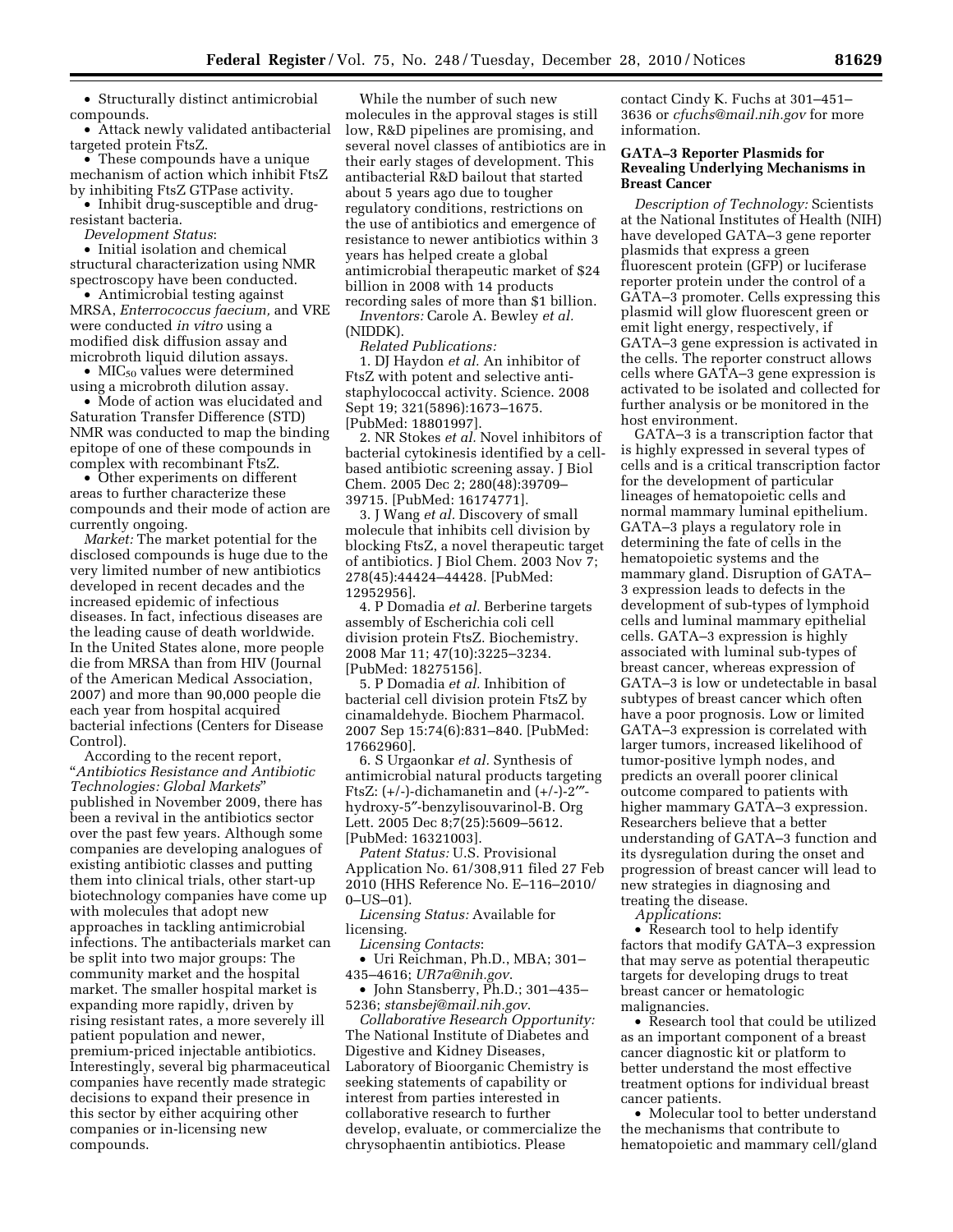- Structurally distinct antimicrobial compounds.
- Attack newly validated antibacterial targeted protein FtsZ.
- These compounds have a unique mechanism of action which inhibit FtsZ by inhibiting FtsZ GTPase activity.
- Inhibit drug-susceptible and drug-resistant bacteria.

*Development Status*:

- Initial isolation and chemical structural characterization using NMR spectroscopy have been conducted.
- Antimicrobial testing against MRSA, *Enterrococcus faecium,* and VRE were conducted *in vitro* using a modified disk diffusion assay and microbroth liquid dilution assays.
- $MIC_{50}$ values were determined using a microbroth dilution assay.
- Mode of action was elucidated and Saturation Transfer Difference (STD) NMR was conducted to map the binding epitope of one of these compounds in complex with recombinant FtsZ.
- Other experiments on different areas to further characterize these compounds and their mode of action are currently ongoing.

*Market:* The market potential for the disclosed compounds is huge due to the very limited number of new antibiotics developed in recent decades and the increased epidemic of infectious diseases. In fact, infectious diseases are the leading cause of death worldwide. In the United States alone, more people die from MRSA than from HIV (Journal of the American Medical Association, 2007) and more than 90,000 people die each year from hospital acquired bacterial infections (Centers for Disease Control).

According to the recent report, "*Antibiotics Resistance and Antibiotic Technologies: Global Markets*" published in November 2009, there has been a revival in the antibiotics sector over the past few years. Although some companies are developing analogues of existing antibiotic classes and putting them into clinical trials, other start-up biotechnology companies have come up with molecules that adopt new approaches in tackling antimicrobial infections. The antibacterials market can be split into two major groups: The community market and the hospital market. The smaller hospital market is expanding more rapidly, driven by rising resistant rates, a more severely ill patient population and newer, premium-priced injectable antibiotics. Interestingly, several big pharmaceutical companies have recently made strategic decisions to expand their presence in this sector by either acquiring other companies or in-licensing new compounds.

While the number of such new molecules in the approval stages is still low, R&D pipelines are promising, and several novel classes of antibiotics are in their early stages of development. This antibacterial R&D bailout that started about 5 years ago due to tougher regulatory conditions, restrictions on the use of antibiotics and emergence of resistance to newer antibiotics within 3 years has helped create a global antimicrobial therapeutic market of $24 billion in 2008 with 14 products recording sales of more than $1 billion.

*Inventors:* Carole A. Bewley *et al.* (NIDDK).

*Related Publications:*

1. DJ Haydon *et al.* An inhibitor of FtsZ with potent and selective anti-staphylococcal activity. Science. 2008 Sept 19; 321(5896):1673–1675. [PubMed: 18801997].
2. NR Stokes *et al.* Novel inhibitors of bacterial cytokinesis identified by a cell-based antibiotic screening assay. J Biol Chem. 2005 Dec 2; 280(48):39709–39715. [PubMed: 16174771].
3. J Wang *et al.* Discovery of small molecule that inhibits cell division by blocking FtsZ, a novel therapeutic target of antibiotics. J Biol Chem. 2003 Nov 7; 278(45):44424–44428. [PubMed: 12952956].
4. P Domadia *et al.* Berberine targets assembly of Escherichia coli cell division protein FtsZ. Biochemistry. 2008 Mar 11; 47(10):3225–3234. [PubMed: 18275156].
5. P Domadia *et al.* Inhibition of bacterial cell division protein FtsZ by cinamaldehyde. Biochem Pharmacol. 2007 Sep 15:74(6):831–840. [PubMed: 17662960].
6. S Urgaonkar *et al.* Synthesis of antimicrobial natural products targeting FtsZ: (+/-)-dichamanetin and (+/-)-2‴-hydroxy-5″-benzylisouvarinol-B. Org Lett. 2005 Dec 8;7(25):5609–5612. [PubMed: 16321003].

*Patent Status:* U.S. Provisional Application No. 61/308,911 filed 27 Feb 2010 (HHS Reference No. E–116–2010/0–US–01).

*Licensing Status:* Available for licensing.

*Licensing Contacts*:

- Uri Reichman, Ph.D., MBA; 301–435–4616; *UR7a@nih.gov*.
- John Stansberry, Ph.D.; 301–435–5236; *stansbej@mail.nih.gov*.

*Collaborative Research Opportunity:* The National Institute of Diabetes and Digestive and Kidney Diseases, Laboratory of Bioorganic Chemistry is seeking statements of capability or interest from parties interested in collaborative research to further develop, evaluate, or commercialize the chrysophaentin antibiotics. Please contact Cindy K. Fuchs at 301–451–3636 or *cfuchs@mail.nih.gov* for more information.

### GATA–3 Reporter Plasmids for Revealing Underlying Mechanisms in Breast Cancer

*Description of Technology:* Scientists at the National Institutes of Health (NIH) have developed GATA–3 gene reporter plasmids that express a green fluorescent protein (GFP) or luciferase reporter protein under the control of a GATA–3 promoter. Cells expressing this plasmid will glow fluorescent green or emit light energy, respectively, if GATA–3 gene expression is activated in the cells. The reporter construct allows cells where GATA–3 gene expression is activated to be isolated and collected for further analysis or be monitored in the host environment.

GATA–3 is a transcription factor that is highly expressed in several types of cells and is a critical transcription factor for the development of particular lineages of hematopoietic cells and normal mammary luminal epithelium. GATA–3 plays a regulatory role in determining the fate of cells in the hematopoietic systems and the mammary gland. Disruption of GATA–3 expression leads to defects in the development of sub-types of lymphoid cells and luminal mammary epithelial cells. GATA–3 expression is highly associated with luminal sub-types of breast cancer, whereas expression of GATA–3 is low or undetectable in basal subtypes of breast cancer which often have a poor prognosis. Low or limited GATA–3 expression is correlated with larger tumors, increased likelihood of tumor-positive lymph nodes, and predicts an overall poorer clinical outcome compared to patients with higher mammary GATA–3 expression. Researchers believe that a better understanding of GATA–3 function and its dysregulation during the onset and progression of breast cancer will lead to new strategies in diagnosing and treating the disease.

*Applications*:

- Research tool to help identify factors that modify GATA–3 expression that may serve as potential therapeutic targets for developing drugs to treat breast cancer or hematologic malignancies.
- Research tool that could be utilized as an important component of a breast cancer diagnostic kit or platform to better understand the most effective treatment options for individual breast cancer patients.
- Molecular tool to better understand the mechanisms that contribute to hematopoietic and mammary cell/gland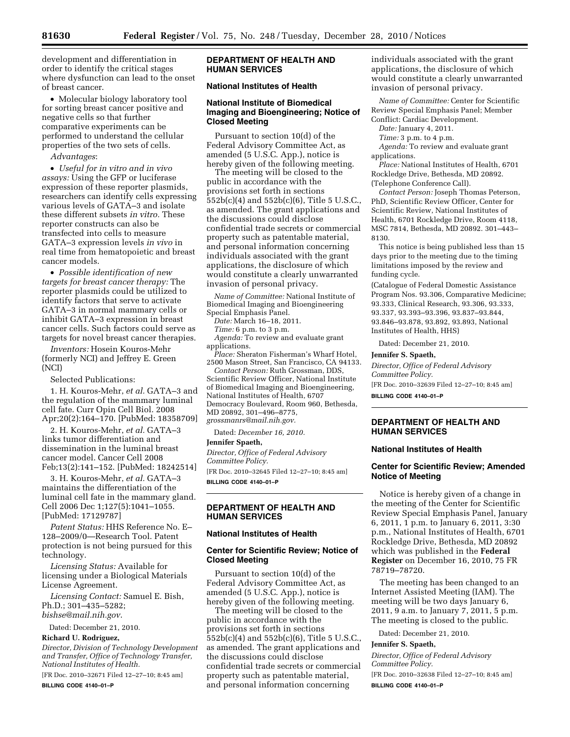development and differentiation in order to identify the critical stages where dysfunction can lead to the onset of breast cancer.

- Molecular biology laboratory tool for sorting breast cancer positive and negative cells so that further comparative experiments can be performed to understand the cellular properties of the two sets of cells.

*Advantages*:

- *Useful for in vitro and in vivo assays:* Using the GFP or luciferase expression of these reporter plasmids, researchers can identify cells expressing various levels of GATA–3 and isolate these different subsets *in vitro.* These reporter constructs can also be transfected into cells to measure GATA–3 expression levels *in vivo* in real time from hematopoietic and breast cancer models.
- *Possible identification of new targets for breast cancer therapy:* The reporter plasmids could be utilized to identify factors that serve to activate GATA–3 in normal mammary cells or inhibit GATA–3 expression in breast cancer cells. Such factors could serve as targets for novel breast cancer therapies.

*Inventors:* Hosein Kouros-Mehr (formerly NCI) and Jeffrey E. Green (NCI)

Selected Publications:

1. H. Kouros-Mehr, *et al.* GATA–3 and the regulation of the mammary luminal cell fate. Curr Opin Cell Biol. 2008 Apr;20(2):164–170. [PubMed: 18358709]

2. H. Kouros-Mehr, *et al.* GATA–3 links tumor differentiation and dissemination in the luminal breast cancer model. Cancer Cell 2008 Feb;13(2):141–152. [PubMed: 18242514]

3. H. Kouros-Mehr, *et al.* GATA–3 maintains the differentiation of the luminal cell fate in the mammary gland. Cell 2006 Dec 1;127(5):1041–1055. [PubMed: 17129787]

*Patent Status:* HHS Reference No. E–128–2009/0—Research Tool. Patent protection is not being pursued for this technology.

*Licensing Status:* Available for licensing under a Biological Materials License Agreement.

*Licensing Contact:* Samuel E. Bish, Ph.D.; 301–435–5282; *bishse@mail.nih.gov*.

Dated: December 21, 2010.

**Richard U. Rodriguez,**

*Director, Division of Technology Development and Transfer, Office of Technology Transfer, National Institutes of Health.*

[FR Doc. 2010–32671 Filed 12–27–10; 8:45 am]

**BILLING CODE 4140–01–P**

---

## DEPARTMENT OF HEALTH AND HUMAN SERVICES

### National Institutes of Health

### National Institute of Biomedical Imaging and Bioengineering; Notice of Closed Meeting

Pursuant to section 10(d) of the Federal Advisory Committee Act, as amended (5 U.S.C. App.), notice is hereby given of the following meeting.

The meeting will be closed to the public in accordance with the provisions set forth in sections 552b(c)(4) and 552b(c)(6), Title 5 U.S.C., as amended. The grant applications and the discussions could disclose confidential trade secrets or commercial property such as patentable material, and personal information concerning individuals associated with the grant applications, the disclosure of which would constitute a clearly unwarranted invasion of personal privacy.

*Name of Committee:* National Institute of Biomedical Imaging and Bioengineering Special Emphasis Panel.

*Date:* March 16–18, 2011.

*Time:* 6 p.m. to 3 p.m.

*Agenda:* To review and evaluate grant applications.

*Place:* Sheraton Fisherman's Wharf Hotel, 2500 Mason Street, San Francisco, CA 94133.

*Contact Person:* Ruth Grossman, DDS, Scientific Review Officer, National Institute of Biomedical Imaging and Bioengineering, National Institutes of Health, 6707 Democracy Boulevard, Room 960, Bethesda, MD 20892, 301–496–8775, *grossmanrs@mail.nih.gov.*

Dated: *December 16, 2010.*

**Jennifer Spaeth,**

*Director, Office of Federal Advisory Committee Policy.*

[FR Doc. 2010–32645 Filed 12–27–10; 8:45 am]

**BILLING CODE 4140–01–P**

---

## DEPARTMENT OF HEALTH AND HUMAN SERVICES

### National Institutes of Health

### Center for Scientific Review; Notice of Closed Meeting

Pursuant to section 10(d) of the Federal Advisory Committee Act, as amended (5 U.S.C. App.), notice is hereby given of the following meeting.

The meeting will be closed to the public in accordance with the provisions set forth in sections 552b(c)(4) and 552b(c)(6), Title 5 U.S.C., as amended. The grant applications and the discussions could disclose confidential trade secrets or commercial property such as patentable material, and personal information concerning individuals associated with the grant applications, the disclosure of which would constitute a clearly unwarranted invasion of personal privacy.

*Name of Committee:* Center for Scientific Review Special Emphasis Panel; Member Conflict: Cardiac Development.

*Date:* January 4, 2011.

*Time:* 3 p.m. to 4 p.m.

*Agenda:* To review and evaluate grant applications.

*Place:* National Institutes of Health, 6701 Rockledge Drive, Bethesda, MD 20892. (Telephone Conference Call).

*Contact Person:* Joseph Thomas Peterson, PhD, Scientific Review Officer, Center for Scientific Review, National Institutes of Health, 6701 Rockledge Drive, Room 4118, MSC 7814, Bethesda, MD 20892. 301–443–8130.

This notice is being published less than 15 days prior to the meeting due to the timing limitations imposed by the review and funding cycle.

(Catalogue of Federal Domestic Assistance Program Nos. 93.306, Comparative Medicine; 93.333, Clinical Research, 93.306, 93.333, 93.337, 93.393–93.396, 93.837–93.844, 93.846–93.878, 93.892, 93.893, National Institutes of Health, HHS)

Dated: December 21, 2010.

**Jennifer S. Spaeth,**

*Director, Office of Federal Advisory Committee Policy.*

[FR Doc. 2010–32639 Filed 12–27–10; 8:45 am]

**BILLING CODE 4140–01–P**

---

## DEPARTMENT OF HEALTH AND HUMAN SERVICES

### National Institutes of Health

### Center for Scientific Review; Amended Notice of Meeting

Notice is hereby given of a change in the meeting of the Center for Scientific Review Special Emphasis Panel, January 6, 2011, 1 p.m. to January 6, 2011, 3:30 p.m., National Institutes of Health, 6701 Rockledge Drive, Bethesda, MD 20892 which was published in the **Federal Register** on December 16, 2010, 75 FR 78719–78720.

The meeting has been changed to an Internet Assisted Meeting (IAM). The meeting will be two days January 6, 2011, 9 a.m. to January 7, 2011, 5 p.m. The meeting is closed to the public.

Dated: December 21, 2010.

**Jennifer S. Spaeth,**

*Director, Office of Federal Advisory Committee Policy.*

[FR Doc. 2010–32638 Filed 12–27–10; 8:45 am]

**BILLING CODE 4140–01–P**